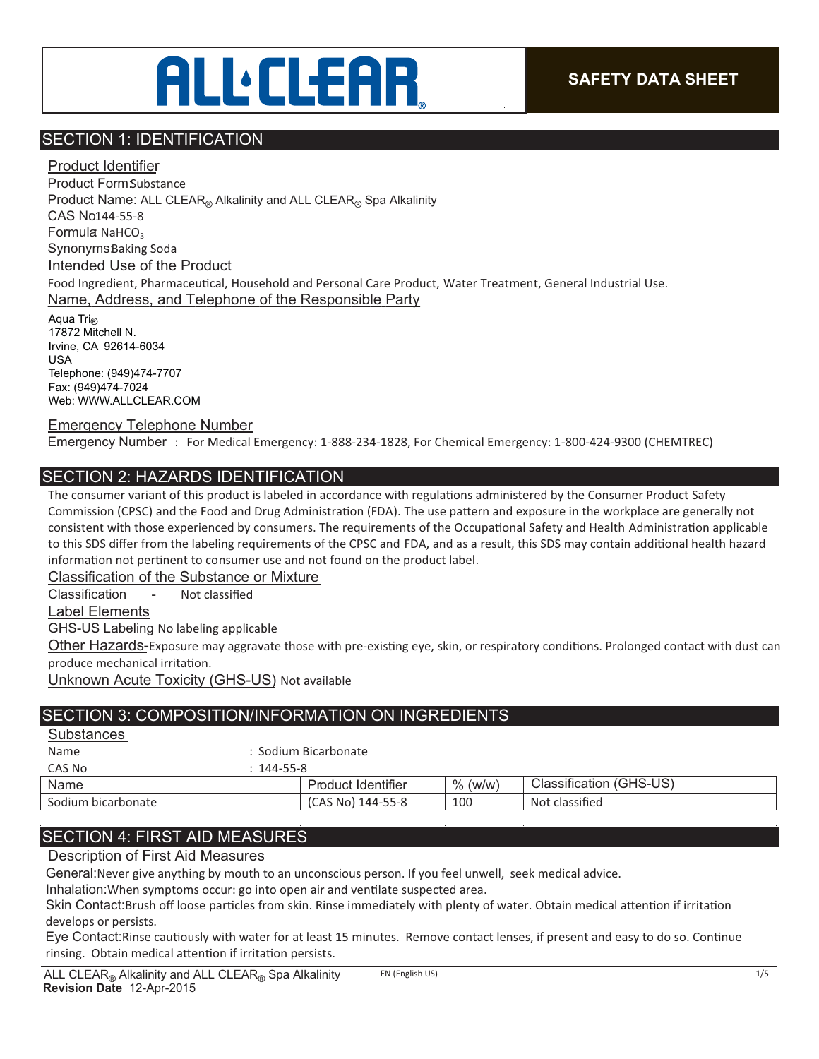# ALL CLEAR®

**SAFETY DATA SHEET**

## SECTION 1: IDENTIFICATION

### Product Identifier

Product Form: Substance

Product Name: ALL CLEAR® Alkalinity and ALL CLEAR® Spa Alkalinity

CAS No: 144-55-8

Formula: $NaHCO_3$

Synonyms: Baking Soda

### Intended Use of the Product

Food Ingredient, Pharmaceutical, Household and Personal Care Product, Water Treatment, General Industrial Use.

### Name, Address, and Telephone of the Responsible Party

Aqua Tri®
17872 Mitchell N.
Irvine, CA 92614-6034
USA
Telephone: (949)474-7707
Fax: (949)474-7024
Web: WWW.ALLCLEAR.COM

### Emergency Telephone Number

Emergency Number : For Medical Emergency: 1-888-234-1828, For Chemical Emergency: 1-800-424-9300 (CHEMTREC)

## SECTION 2: HAZARDS IDENTIFICATION

The consumer variant of this product is labeled in accordance with regulations administered by the Consumer Product Safety Commission (CPSC) and the Food and Drug Administration (FDA). The use pattern and exposure in the workplace are generally not consistent with those experienced by consumers. The requirements of the Occupational Safety and Health Administration applicable to this SDS differ from the labeling requirements of the CPSC and FDA, and as a result, this SDS may contain additional health hazard information not pertinent to consumer use and not found on the product label.

### Classification of the Substance or Mixture

Classification - Not classified

### Label Elements

GHS-US Labeling No labeling applicable

**Other Hazards**- Exposure may aggravate those with pre-existing eye, skin, or respiratory conditions. Prolonged contact with dust can produce mechanical irritation.

**Unknown Acute Toxicity (GHS-US)** Not available

## SECTION 3: COMPOSITION/INFORMATION ON INGREDIENTS

### Substances

Name : Sodium Bicarbonate

CAS No : 144-55-8

| Name | Product Identifier | % (w/w) | Classification (GHS-US) |
|---|---|---|---|
| Sodium bicarbonate | (CAS No) 144-55-8 | 100 | Not classified |

## SECTION 4: FIRST AID MEASURES

### Description of First Aid Measures

General: Never give anything by mouth to an unconscious person. If you feel unwell, seek medical advice.

Inhalation: When symptoms occur: go into open air and ventilate suspected area.

Skin Contact: Brush off loose particles from skin. Rinse immediately with plenty of water. Obtain medical attention if irritation develops or persists.

Eye Contact: Rinse cautiously with water for at least 15 minutes. Remove contact lenses, if present and easy to do so. Continue rinsing. Obtain medical attention if irritation persists.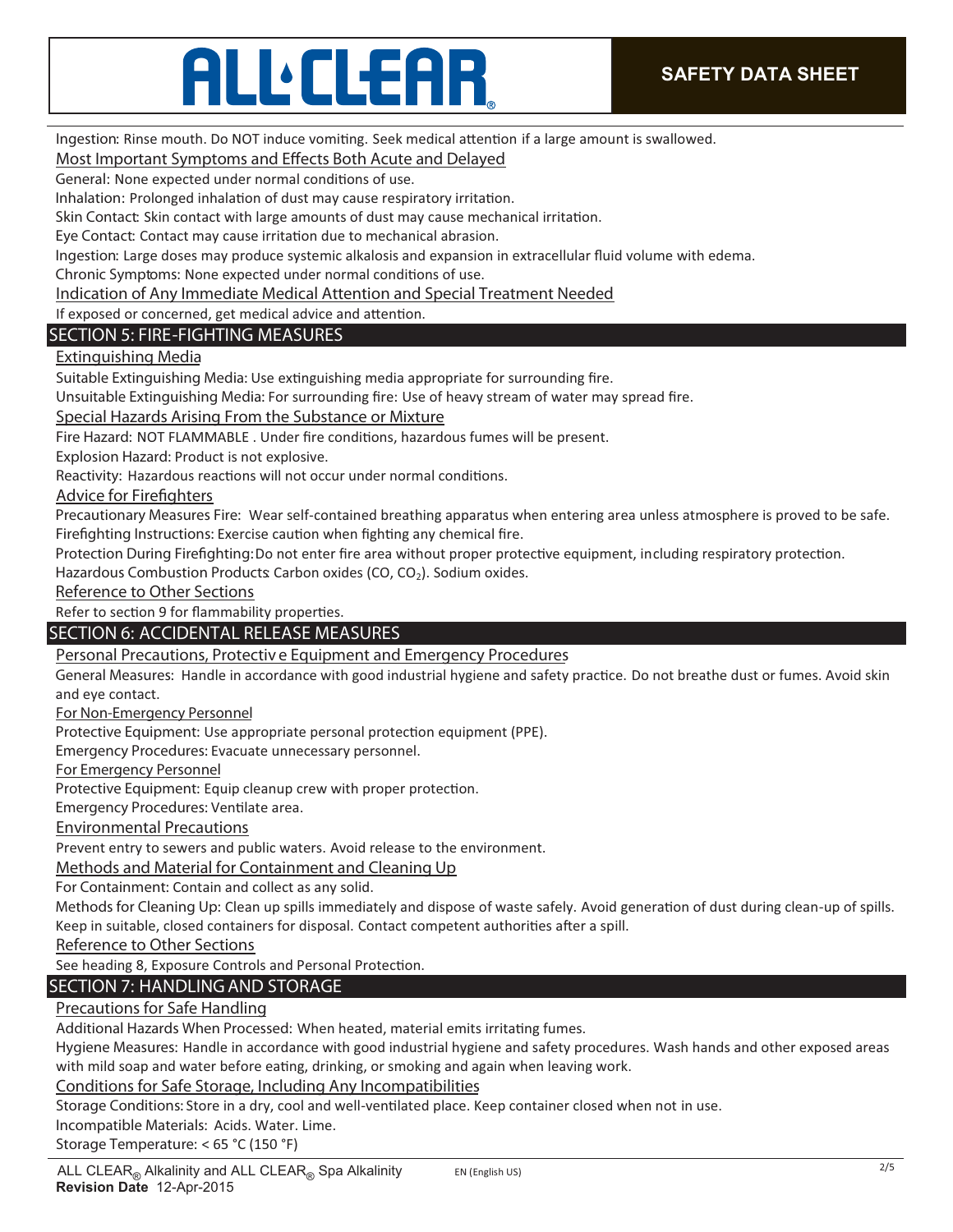Ingestion: Rinse mouth. Do NOT induce vomiting. Seek medical attention if a large amount is swallowed.

Most Important Symptoms and Effects Both Acute and Delayed

General: None expected under normal conditions of use.

Inhalation: Prolonged inhalation of dust may cause respiratory irritation.

Skin Contact: Skin contact with large amounts of dust may cause mechanical irritation.

Eye Contact: Contact may cause irritation due to mechanical abrasion.

Ingestion: Large doses may produce systemic alkalosis and expansion in extracellular fluid volume with edema.

Chronic Symptoms: None expected under normal conditions of use.

Indication of Any Immediate Medical Attention and Special Treatment Needed

If exposed or concerned, get medical advice and attention.

## SECTION 5: FIRE-FIGHTING MEASURES

Extinguishing Media

Suitable Extinguishing Media: Use extinguishing media appropriate for surrounding fire.

Unsuitable Extinguishing Media: For surrounding fire: Use of heavy stream of water may spread fire.

Special Hazards Arising From the Substance or Mixture

Fire Hazard: NOT FLAMMABLE . Under fire conditions, hazardous fumes will be present.

Explosion Hazard: Product is not explosive.

Reactivity: Hazardous reactions will not occur under normal conditions.

Advice for Firefighters

Precautionary Measures Fire: Wear self-contained breathing apparatus when entering area unless atmosphere is proved to be safe.

Firefighting Instructions: Exercise caution when fighting any chemical fire.

Protection During Firefighting: Do not enter fire area without proper protective equipment, including respiratory protection.

Hazardous Combustion Products: Carbon oxides (CO, $CO_2$). Sodium oxides.

Reference to Other Sections

Refer to section 9 for flammability properties.

## SECTION 6: ACCIDENTAL RELEASE MEASURES

Personal Precautions, Protective Equipment and Emergency Procedures

General Measures: Handle in accordance with good industrial hygiene and safety practice. Do not breathe dust or fumes. Avoid skin and eye contact.

For Non-Emergency Personnel

Protective Equipment: Use appropriate personal protection equipment (PPE).

Emergency Procedures: Evacuate unnecessary personnel.

For Emergency Personnel

Protective Equipment: Equip cleanup crew with proper protection.

Emergency Procedures: Ventilate area.

Environmental Precautions

Prevent entry to sewers and public waters. Avoid release to the environment.

Methods and Material for Containment and Cleaning Up

For Containment: Contain and collect as any solid.

Methods for Cleaning Up: Clean up spills immediately and dispose of waste safely. Avoid generation of dust during clean-up of spills. Keep in suitable, closed containers for disposal. Contact competent authorities after a spill.

Reference to Other Sections

See heading 8, Exposure Controls and Personal Protection.

## SECTION 7: HANDLING AND STORAGE

Precautions for Safe Handling

Additional Hazards When Processed: When heated, material emits irritating fumes.

Hygiene Measures: Handle in accordance with good industrial hygiene and safety procedures. Wash hands and other exposed areas with mild soap and water before eating, drinking, or smoking and again when leaving work.

Conditions for Safe Storage, Including Any Incompatibilities

Storage Conditions: Store in a dry, cool and well-ventilated place. Keep container closed when not in use.

Incompatible Materials: Acids. Water. Lime.

Storage Temperature: < 65 °C (150 °F)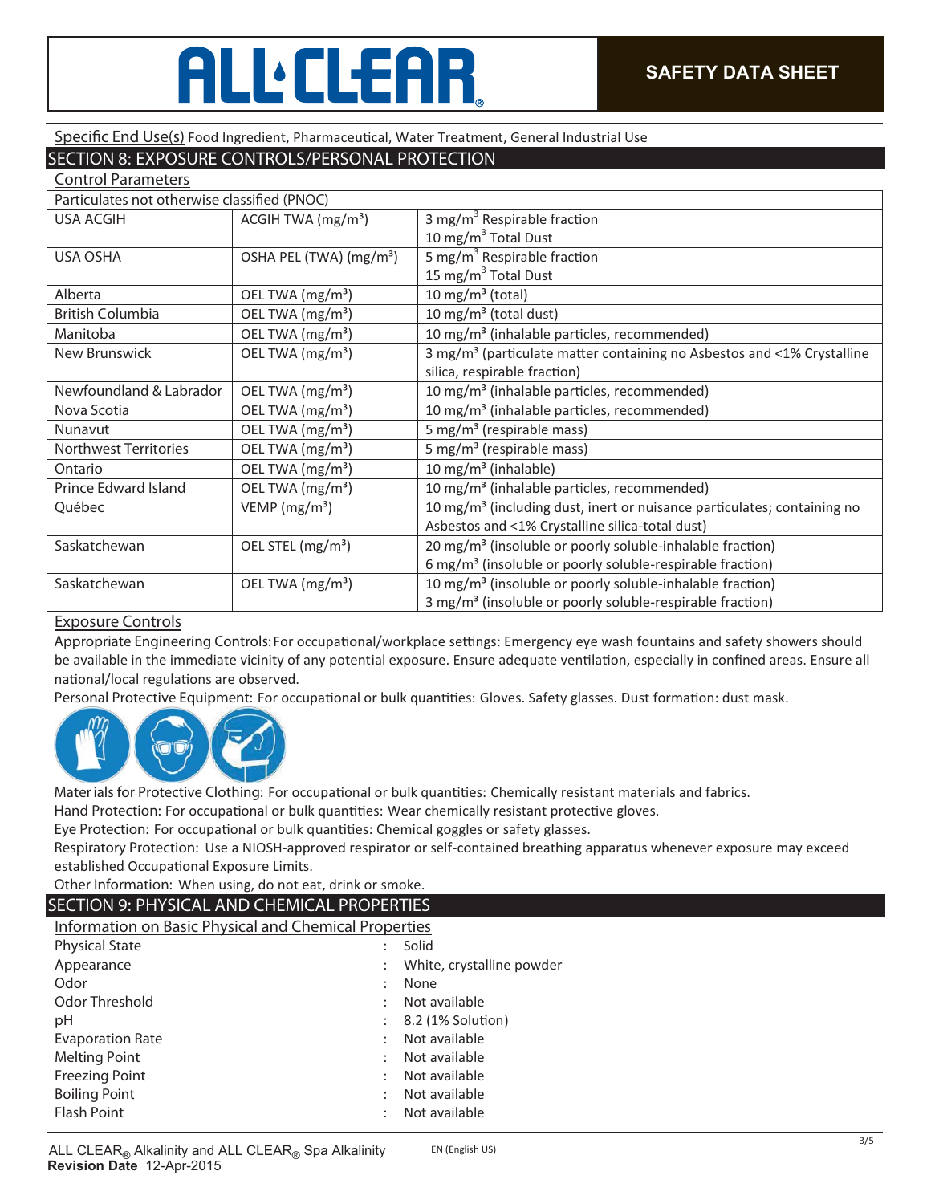Specific End Use(s) Food Ingredient, Pharmaceutical, Water Treatment, General Industrial Use

## SECTION 8: EXPOSURE CONTROLS/PERSONAL PROTECTION

### Control Parameters

| Particulates not otherwise classified (PNOC) | | |
|---|---|---|
| USA ACGIH | ACGIH TWA ($mg/m^3$) | 3 $mg/m^3$ Respirable fraction<br>10 $mg/m^3$ Total Dust |
| USA OSHA | OSHA PEL (TWA) ($mg/m^3$) | 5 $mg/m^3$ Respirable fraction<br>15 $mg/m^3$ Total Dust |
| Alberta | OEL TWA ($mg/m^3$) | 10 $mg/m^3$ (total) |
| British Columbia | OEL TWA ($mg/m^3$) | 10 $mg/m^3$ (total dust) |
| Manitoba | OEL TWA ($mg/m^3$) | 10 $mg/m^3$ (inhalable particles, recommended) |
| New Brunswick | OEL TWA ($mg/m^3$) | 3 $mg/m^3$ (particulate matter containing no Asbestos and <1% Crystalline silica, respirable fraction) |
| Newfoundland & Labrador | OEL TWA ($mg/m^3$) | 10 $mg/m^3$ (inhalable particles, recommended) |
| Nova Scotia | OEL TWA ($mg/m^3$) | 10 $mg/m^3$ (inhalable particles, recommended) |
| Nunavut | OEL TWA ($mg/m^3$) | 5 $mg/m^3$ (respirable mass) |
| Northwest Territories | OEL TWA ($mg/m^3$) | 5 $mg/m^3$ (respirable mass) |
| Ontario | OEL TWA ($mg/m^3$) | 10 $mg/m^3$ (inhalable) |
| Prince Edward Island | OEL TWA ($mg/m^3$) | 10 $mg/m^3$ (inhalable particles, recommended) |
| Québec | VEMP ($mg/m^3$) | 10 $mg/m^3$ (including dust, inert or nuisance particulates; containing no Asbestos and <1% Crystalline silica-total dust) |
| Saskatchewan | OEL STEL ($mg/m^3$) | 20 $mg/m^3$ (insoluble or poorly soluble-inhalable fraction)<br>6 $mg/m^3$ (insoluble or poorly soluble-respirable fraction) |
| Saskatchewan | OEL TWA ($mg/m^3$) | 10 $mg/m^3$ (insoluble or poorly soluble-inhalable fraction)<br>3 $mg/m^3$ (insoluble or poorly soluble-respirable fraction) |

### Exposure Controls

Appropriate Engineering Controls: For occupational/workplace settings: Emergency eye wash fountains and safety showers should be available in the immediate vicinity of any potential exposure. Ensure adequate ventilation, especially in confined areas. Ensure all national/local regulations are observed.

Personal Protective Equipment: For occupational or bulk quantities: Gloves. Safety glasses. Dust formation: dust mask.

Materials for Protective Clothing: For occupational or bulk quantities: Chemically resistant materials and fabrics.

Hand Protection: For occupational or bulk quantities: Wear chemically resistant protective gloves.

Eye Protection: For occupational or bulk quantities: Chemical goggles or safety glasses.

Respiratory Protection: Use a NIOSH-approved respirator or self-contained breathing apparatus whenever exposure may exceed established Occupational Exposure Limits.

Other Information: When using, do not eat, drink or smoke.

## SECTION 9: PHYSICAL AND CHEMICAL PROPERTIES

### Information on Basic Physical and Chemical Properties

| Property | Value |
|---|---|
| Physical State | Solid |
| Appearance | White, crystalline powder |
| Odor | None |
| Odor Threshold | Not available |
| pH | 8.2 (1% Solution) |
| Evaporation Rate | Not available |
| Melting Point | Not available |
| Freezing Point | Not available |
| Boiling Point | Not available |
| Flash Point | Not available |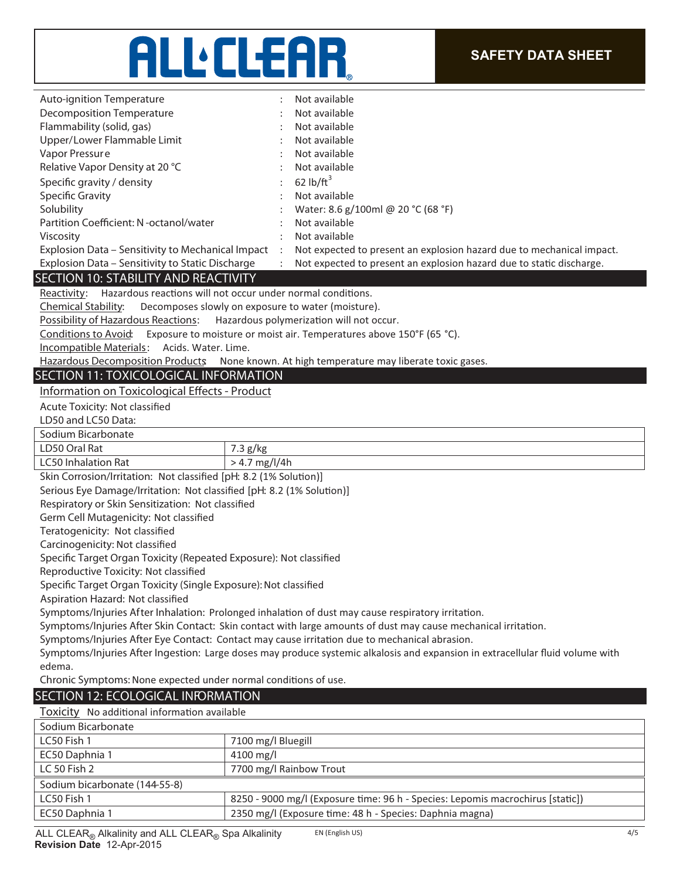| | | |
|---|---|---|
| Auto-ignition Temperature | : | Not available |
| Decomposition Temperature | : | Not available |
| Flammability (solid, gas) | : | Not available |
| Upper/Lower Flammable Limit | : | Not available |
| Vapor Pressure | : | Not available |
| Relative Vapor Density at 20 °C | : | Not available |
| Specific gravity / density | : | 62 lb/ft$^3$ |
| Specific Gravity | : | Not available |
| Solubility | : | Water: 8.6 g/100ml @ 20 °C (68 °F) |
| Partition Coefficient: N-octanol/water | : | Not available |
| Viscosity | : | Not available |
| Explosion Data – Sensitivity to Mechanical Impact | : | Not expected to present an explosion hazard due to mechanical impact. |
| Explosion Data – Sensitivity to Static Discharge | : | Not expected to present an explosion hazard due to static discharge. |

## SECTION 10: STABILITY AND REACTIVITY

Reactivity: Hazardous reactions will not occur under normal conditions.

Chemical Stability: Decomposes slowly on exposure to water (moisture).

Possibility of Hazardous Reactions: Hazardous polymerization will not occur.

Conditions to Avoid: Exposure to moisture or moist air. Temperatures above 150°F (65 °C).

Incompatible Materials: Acids. Water. Lime.

Hazardous Decomposition Products None known. At high temperature may liberate toxic gases.

## SECTION 11: TOXICOLOGICAL INFORMATION

### Information on Toxicological Effects - Product

Acute Toxicity: Not classified

LD50 and LC50 Data:

| Sodium Bicarbonate | |
|---|---|
| LD50 Oral Rat | 7.3 g/kg |
| LC50 Inhalation Rat | > 4.7 mg/l/4h |

Skin Corrosion/Irritation: Not classified [pH: 8.2 (1% Solution)]

Serious Eye Damage/Irritation: Not classified [pH: 8.2 (1% Solution)]

Respiratory or Skin Sensitization: Not classified

Germ Cell Mutagenicity: Not classified

Teratogenicity: Not classified

Carcinogenicity: Not classified

Specific Target Organ Toxicity (Repeated Exposure): Not classified

Reproductive Toxicity: Not classified

Specific Target Organ Toxicity (Single Exposure): Not classified

Aspiration Hazard: Not classified

Symptoms/Injuries After Inhalation: Prolonged inhalation of dust may cause respiratory irritation.

Symptoms/Injuries After Skin Contact: Skin contact with large amounts of dust may cause mechanical irritation.

Symptoms/Injuries After Eye Contact: Contact may cause irritation due to mechanical abrasion.

Symptoms/Injuries After Ingestion: Large doses may produce systemic alkalosis and expansion in extracellular fluid volume with edema.

Chronic Symptoms: None expected under normal conditions of use.

## SECTION 12: ECOLOGICAL INFORMATION

Toxicity No additional information available

| Sodium Bicarbonate | |
|---|---|
| LC50 Fish 1 | 7100 mg/l Bluegill |
| EC50 Daphnia 1 | 4100 mg/l |
| LC 50 Fish 2 | 7700 mg/l Rainbow Trout |
| **Sodium bicarbonate (144-55-8)** | |
| LC50 Fish 1 | 8250 - 9000 mg/l (Exposure time: 96 h - Species: Lepomis macrochirus [static]) |
| EC50 Daphnia 1 | 2350 mg/l (Exposure time: 48 h - Species: Daphnia magna) |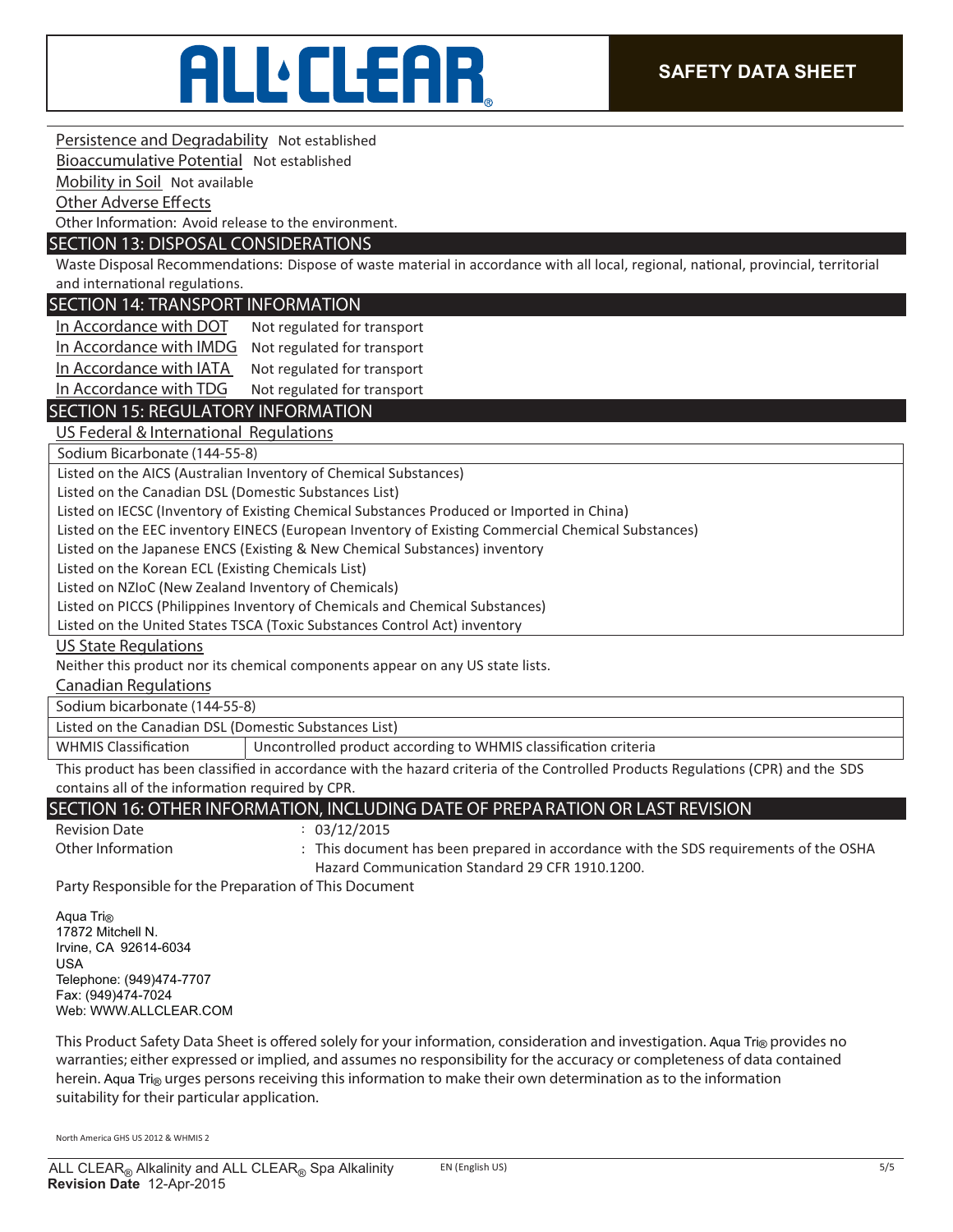**Persistence and Degradability** Not established

**Bioaccumulative Potential** Not established

**Mobility in Soil** Not available

**Other Adverse Effects**

Other Information: Avoid release to the environment.

## SECTION 13: DISPOSAL CONSIDERATIONS

Waste Disposal Recommendations: Dispose of waste material in accordance with all local, regional, national, provincial, territorial and international regulations.

## SECTION 14: TRANSPORT INFORMATION

| | |
|---|---|
| In Accordance with DOT | Not regulated for transport |
| In Accordance with IMDG | Not regulated for transport |
| In Accordance with IATA | Not regulated for transport |
| In Accordance with TDG | Not regulated for transport |

## SECTION 15: REGULATORY INFORMATION

**US Federal & International Regulations**

| Sodium Bicarbonate (144-55-8) |
|---|
| Listed on the AICS (Australian Inventory of Chemical Substances) |
| Listed on the Canadian DSL (Domestic Substances List) |
| Listed on IECSC (Inventory of Existing Chemical Substances Produced or Imported in China) |
| Listed on the EEC inventory EINECS (European Inventory of Existing Commercial Chemical Substances) |
| Listed on the Japanese ENCS (Existing & New Chemical Substances) inventory |
| Listed on the Korean ECL (Existing Chemicals List) |
| Listed on NZIoC (New Zealand Inventory of Chemicals) |
| Listed on PICCS (Philippines Inventory of Chemicals and Chemical Substances) |
| Listed on the United States TSCA (Toxic Substances Control Act) inventory |

**US State Regulations**

Neither this product nor its chemical components appear on any US state lists.

**Canadian Regulations**

| Sodium bicarbonate (144-55-8) | |
|---|---|
| Listed on the Canadian DSL (Domestic Substances List) | |
| WHMIS Classification | Uncontrolled product according to WHMIS classification criteria |

This product has been classified in accordance with the hazard criteria of the Controlled Products Regulations (CPR) and the SDS contains all of the information required by CPR.

## SECTION 16: OTHER INFORMATION, INCLUDING DATE OF PREPARATION OR LAST REVISION

Revision Date : 03/12/2015

Other Information : This document has been prepared in accordance with the SDS requirements of the OSHA Hazard Communication Standard 29 CFR 1910.1200.

Party Responsible for the Preparation of This Document

Aqua Tri®
17872 Mitchell N.
Irvine, CA 92614-6034
USA
Telephone: (949)474-7707
Fax: (949)474-7024
Web: WWW.ALLCLEAR.COM

This Product Safety Data Sheet is offered solely for your information, consideration and investigation. Aqua Tri® provides no warranties; either expressed or implied, and assumes no responsibility for the accuracy or completeness of data contained herein. Aqua Tri® urges persons receiving this information to make their own determination as to the information suitability for their particular application.

North America GHS US 2012 & WHMIS 2